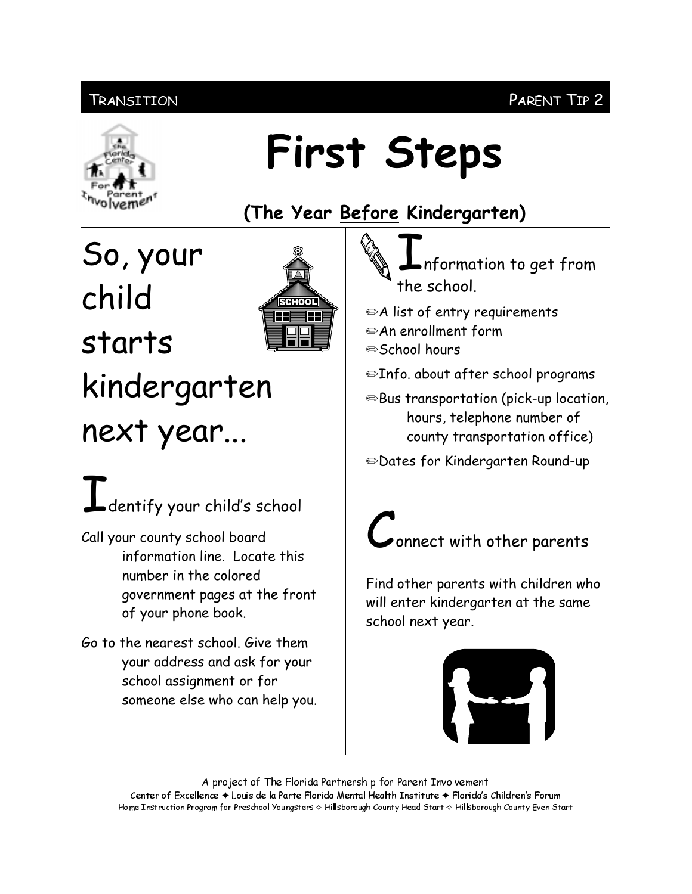TRANSITION PARENT TIP 2

# First Steps

## (The Year Before Kindergarten)

## So, your child starts kindergarten next year...

### Identify your child's school

Call your county school board information line. Locate this number in the colored government pages at the front of your phone book.

Go to the nearest school. Give them your address and ask for your school assignment or for someone else who can help you.

### Information to get from the school.

- ✏A list of entry requirements
- ✏An enrollment form
- ✏School hours
- ✏Info. about after school programs
- ✏Bus transportation (pick-up location, hours, telephone number of county transportation office)
- ✏Dates for Kindergarten Round-up

### Connect with other parents

Find other parents with children who will enter kindergarten at the same school next year.

A project of The Florida Partnership for Parent Involvement
Center of Excellence ✦ Louis de la Parte Florida Mental Health Institute ✦ Florida's Children's Forum
Home Instruction Program for Preschool Youngsters ✧ Hillsborough County Head Start ✧ Hillsborough County Even Start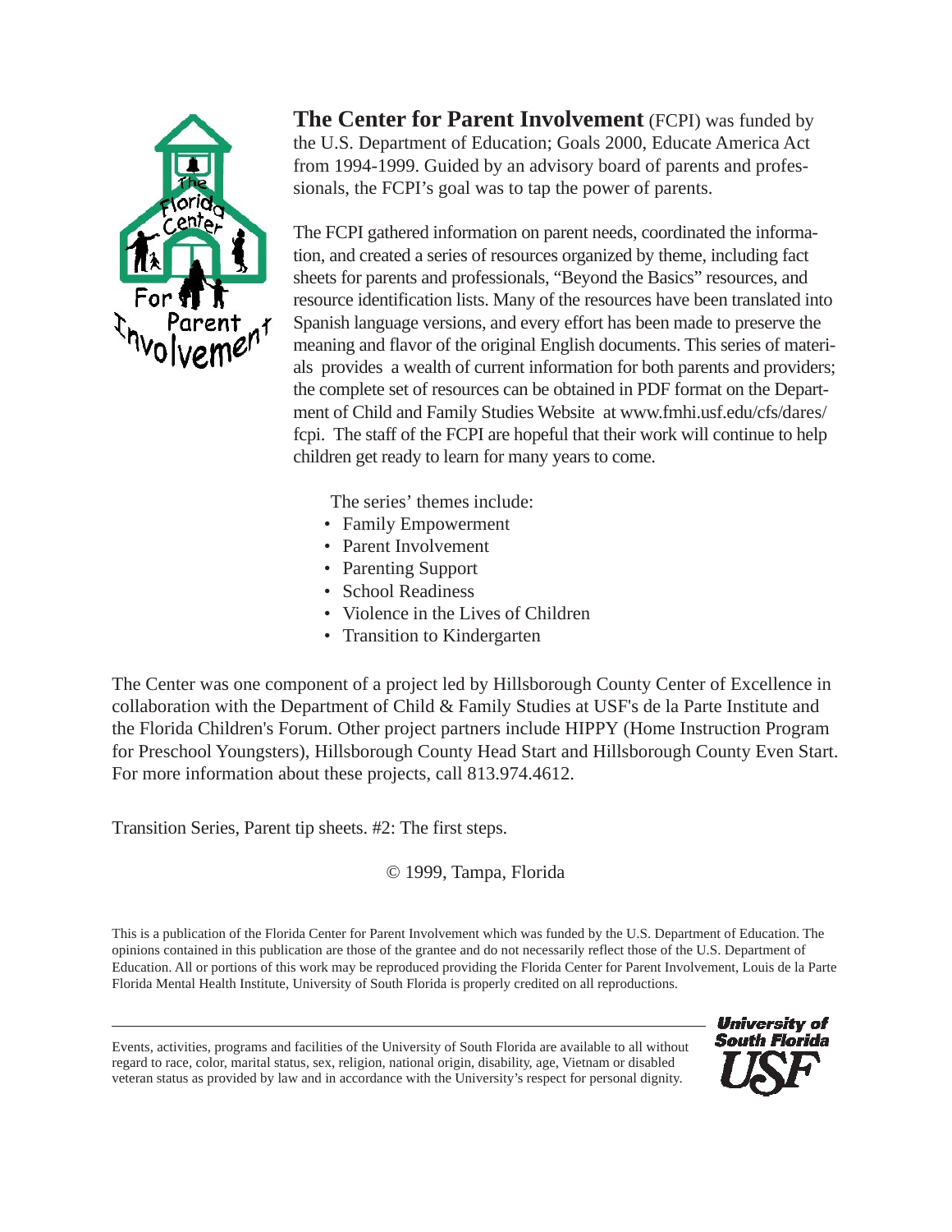**The Center for Parent Involvement** (FCPI) was funded by the U.S. Department of Education; Goals 2000, Educate America Act from 1994-1999. Guided by an advisory board of parents and professionals, the FCPI's goal was to tap the power of parents.

The FCPI gathered information on parent needs, coordinated the information, and created a series of resources organized by theme, including fact sheets for parents and professionals, "Beyond the Basics" resources, and resource identification lists. Many of the resources have been translated into Spanish language versions, and every effort has been made to preserve the meaning and flavor of the original English documents. This series of materials provides a wealth of current information for both parents and providers; the complete set of resources can be obtained in PDF format on the Department of Child and Family Studies Website at www.fmhi.usf.edu/cfs/dares/fcpi. The staff of the FCPI are hopeful that their work will continue to help children get ready to learn for many years to come.

The series' themes include:

- Family Empowerment
- Parent Involvement
- Parenting Support
- School Readiness
- Violence in the Lives of Children
- Transition to Kindergarten

The Center was one component of a project led by Hillsborough County Center of Excellence in collaboration with the Department of Child & Family Studies at USF's de la Parte Institute and the Florida Children's Forum. Other project partners include HIPPY (Home Instruction Program for Preschool Youngsters), Hillsborough County Head Start and Hillsborough County Even Start. For more information about these projects, call 813.974.4612.

Transition Series, Parent tip sheets. #2: The first steps.

© 1999, Tampa, Florida

This is a publication of the Florida Center for Parent Involvement which was funded by the U.S. Department of Education. The opinions contained in this publication are those of the grantee and do not necessarily reflect those of the U.S. Department of Education. All or portions of this work may be reproduced providing the Florida Center for Parent Involvement, Louis de la Parte Florida Mental Health Institute, University of South Florida is properly credited on all reproductions.

---

Events, activities, programs and facilities of the University of South Florida are available to all without regard to race, color, marital status, sex, religion, national origin, disability, age, Vietnam or disabled veteran status as provided by law and in accordance with the University's respect for personal dignity.

**University of South Florida**
**USF**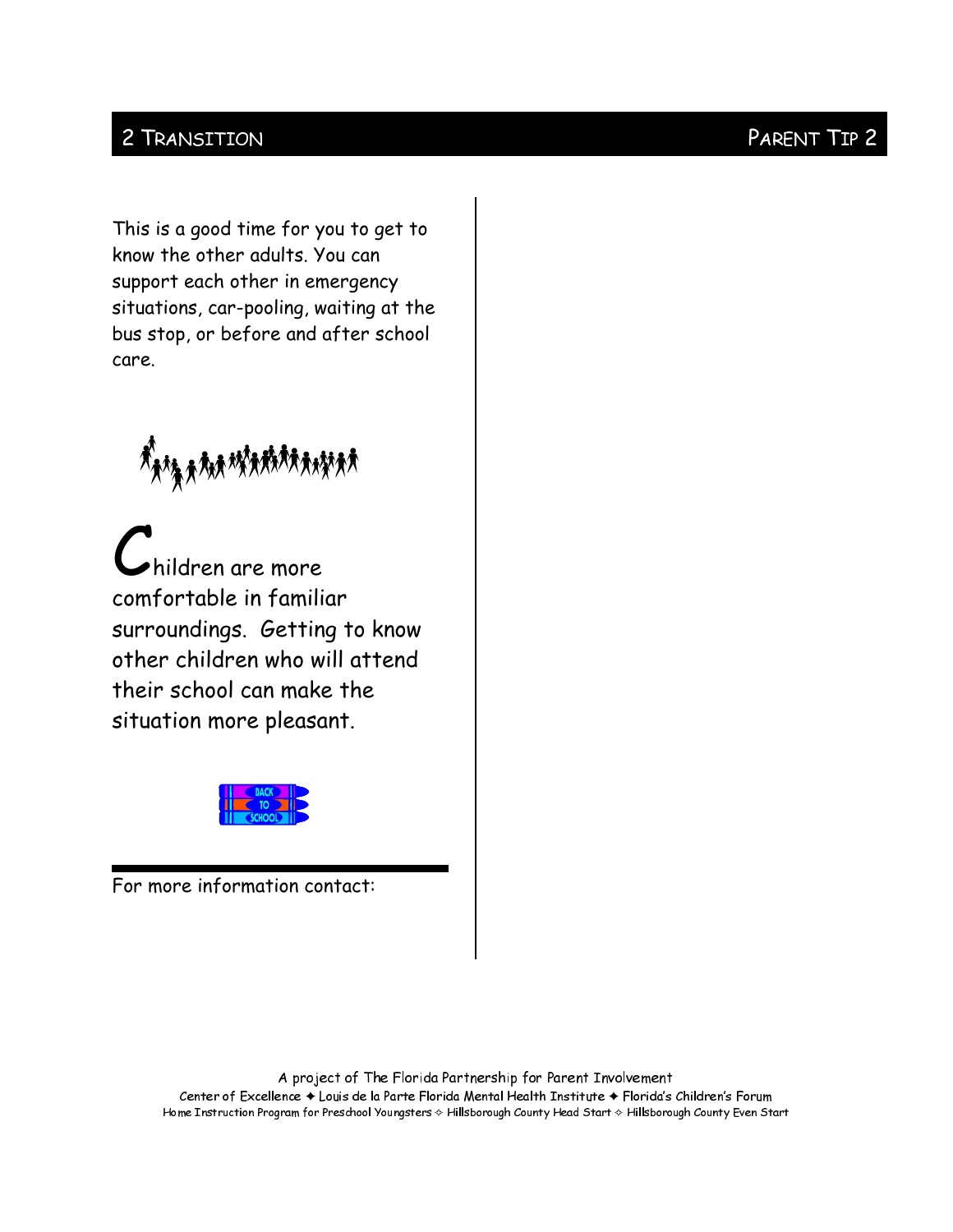## 2 Transition

## Parent Tip 2

This is a good time for you to get to know the other adults. You can support each other in emergency situations, car-pooling, waiting at the bus stop, or before and after school care.

Children are more comfortable in familiar surroundings. Getting to know other children who will attend their school can make the situation more pleasant.

For more information contact:

A project of The Florida Partnership for Parent Involvement
Center of Excellence ✦ Louis de la Parte Florida Mental Health Institute ✦ Florida's Children's Forum
Home Instruction Program for Preschool Youngsters ✧ Hillsborough County Head Start ✧ Hillsborough County Even Start